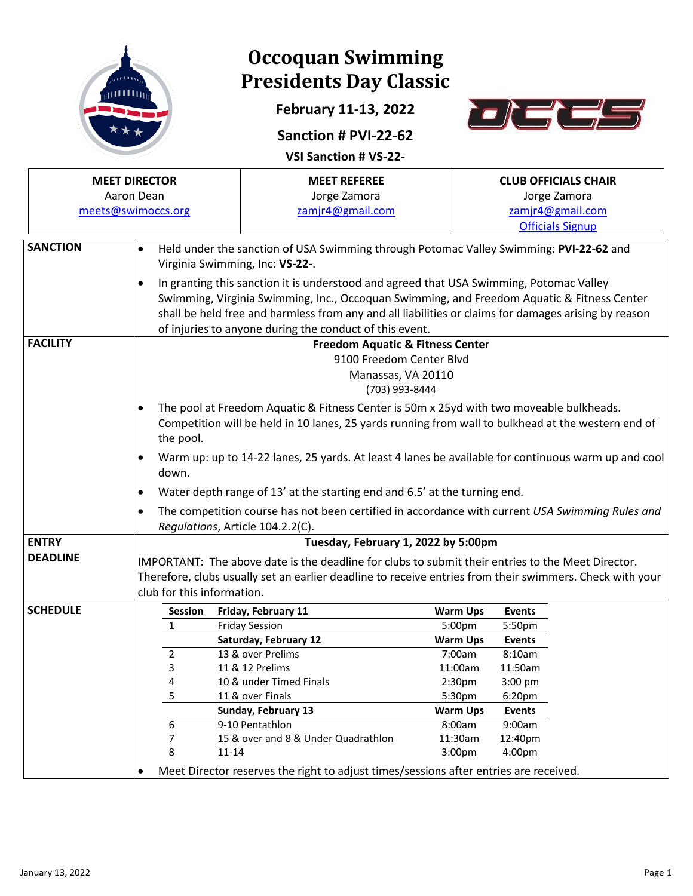# Occoquan Swimming Presidents Day Classic

**February 11-13, 2022**

**Sanction # PVI-22-62**

**VSI Sanction # VS-22-**

| MEET DIRECTOR | MEET REFEREE | CLUB OFFICIALS CHAIR |
|---|---|---|
| Aaron Dean<br>meets@swimoccs.org | Jorge Zamora<br>zamjr4@gmail.com | Jorge Zamora<br>zamjr4@gmail.com<br>Officials Signup |

**SANCTION**

- Held under the sanction of USA Swimming through Potomac Valley Swimming: **PVI-22-62** and Virginia Swimming, Inc: **VS-22-**.
- In granting this sanction it is understood and agreed that USA Swimming, Potomac Valley Swimming, Virginia Swimming, Inc., Occoquan Swimming, and Freedom Aquatic & Fitness Center shall be held free and harmless from any and all liabilities or claims for damages arising by reason of injuries to anyone during the conduct of this event.

**FACILITY**

**Freedom Aquatic & Fitness Center**
9100 Freedom Center Blvd
Manassas, VA 20110
(703) 993-8444

- The pool at Freedom Aquatic & Fitness Center is 50m x 25yd with two moveable bulkheads. Competition will be held in 10 lanes, 25 yards running from wall to bulkhead at the western end of the pool.
- Warm up: up to 14-22 lanes, 25 yards. At least 4 lanes be available for continuous warm up and cool down.
- Water depth range of 13' at the starting end and 6.5' at the turning end.
- The competition course has not been certified in accordance with current *USA Swimming Rules and Regulations*, Article 104.2.2(C).

**ENTRY DEADLINE**

**Tuesday, February 1, 2022 by 5:00pm**

IMPORTANT: The above date is the deadline for clubs to submit their entries to the Meet Director. Therefore, clubs usually set an earlier deadline to receive entries from their swimmers. Check with your club for this information.

**SCHEDULE**

| Session | Friday, February 11 | Warm Ups | Events |
|---|---|---|---|
| 1 | Friday Session | 5:00pm | 5:50pm |
| | **Saturday, February 12** | **Warm Ups** | **Events** |
| 2 | 13 & over Prelims | 7:00am | 8:10am |
| 3 | 11 & 12 Prelims | 11:00am | 11:50am |
| 4 | 10 & under Timed Finals | 2:30pm | 3:00 pm |
| 5 | 11 & over Finals | 5:30pm | 6:20pm |
| | **Sunday, February 13** | **Warm Ups** | **Events** |
| 6 | 9-10 Pentathlon | 8:00am | 9:00am |
| 7 | 15 & over and 8 & Under Quadrathlon | 11:30am | 12:40pm |
| 8 | 11-14 | 3:00pm | 4:00pm |

- Meet Director reserves the right to adjust times/sessions after entries are received.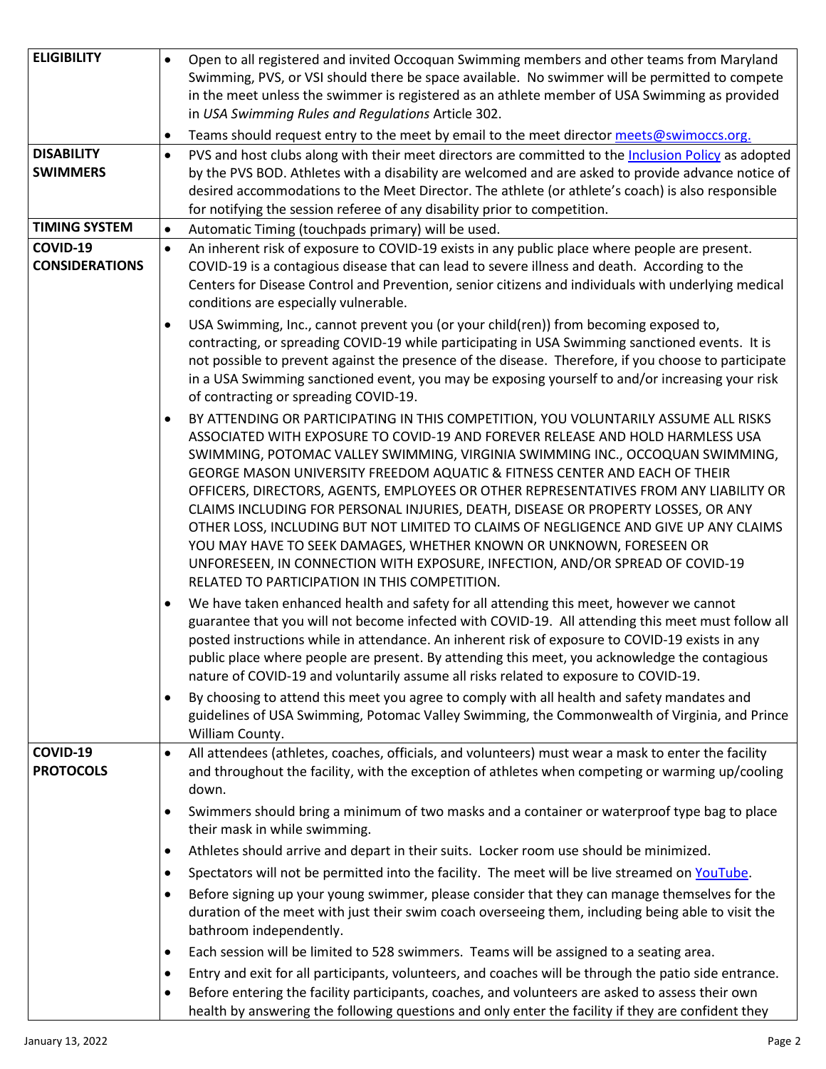| | |
|---|---|
| **ELIGIBILITY** | • Open to all registered and invited Occoquan Swimming members and other teams from Maryland Swimming, PVS, or VSI should there be space available. No swimmer will be permitted to compete in the meet unless the swimmer is registered as an athlete member of USA Swimming as provided in *USA Swimming Rules and Regulations* Article 302.<br>• Teams should request entry to the meet by email to the meet director meets@swimoccs.org. |
| **DISABILITY SWIMMERS** | • PVS and host clubs along with their meet directors are committed to the Inclusion Policy as adopted by the PVS BOD. Athletes with a disability are welcomed and are asked to provide advance notice of desired accommodations to the Meet Director. The athlete (or athlete's coach) is also responsible for notifying the session referee of any disability prior to competition. |
| **TIMING SYSTEM** | • Automatic Timing (touchpads primary) will be used. |
| **COVID-19 CONSIDERATIONS** | • An inherent risk of exposure to COVID-19 exists in any public place where people are present. COVID-19 is a contagious disease that can lead to severe illness and death. According to the Centers for Disease Control and Prevention, senior citizens and individuals with underlying medical conditions are especially vulnerable.<br>• USA Swimming, Inc., cannot prevent you (or your child(ren)) from becoming exposed to, contracting, or spreading COVID-19 while participating in USA Swimming sanctioned events. It is not possible to prevent against the presence of the disease. Therefore, if you choose to participate in a USA Swimming sanctioned event, you may be exposing yourself to and/or increasing your risk of contracting or spreading COVID-19.<br>• BY ATTENDING OR PARTICIPATING IN THIS COMPETITION, YOU VOLUNTARILY ASSUME ALL RISKS ASSOCIATED WITH EXPOSURE TO COVID-19 AND FOREVER RELEASE AND HOLD HARMLESS USA SWIMMING, POTOMAC VALLEY SWIMMING, VIRGINIA SWIMMING INC., OCCOQUAN SWIMMING, GEORGE MASON UNIVERSITY FREEDOM AQUATIC & FITNESS CENTER AND EACH OF THEIR OFFICERS, DIRECTORS, AGENTS, EMPLOYEES OR OTHER REPRESENTATIVES FROM ANY LIABILITY OR CLAIMS INCLUDING FOR PERSONAL INJURIES, DEATH, DISEASE OR PROPERTY LOSSES, OR ANY OTHER LOSS, INCLUDING BUT NOT LIMITED TO CLAIMS OF NEGLIGENCE AND GIVE UP ANY CLAIMS YOU MAY HAVE TO SEEK DAMAGES, WHETHER KNOWN OR UNKNOWN, FORESEEN OR UNFORESEEN, IN CONNECTION WITH EXPOSURE, INFECTION, AND/OR SPREAD OF COVID-19 RELATED TO PARTICIPATION IN THIS COMPETITION.<br>• We have taken enhanced health and safety for all attending this meet, however we cannot guarantee that you will not become infected with COVID-19. All attending this meet must follow all posted instructions while in attendance. An inherent risk of exposure to COVID-19 exists in any public place where people are present. By attending this meet, you acknowledge the contagious nature of COVID-19 and voluntarily assume all risks related to exposure to COVID-19.<br>• By choosing to attend this meet you agree to comply with all health and safety mandates and guidelines of USA Swimming, Potomac Valley Swimming, the Commonwealth of Virginia, and Prince William County. |
| **COVID-19 PROTOCOLS** | • All attendees (athletes, coaches, officials, and volunteers) must wear a mask to enter the facility and throughout the facility, with the exception of athletes when competing or warming up/cooling down.<br>• Swimmers should bring a minimum of two masks and a container or waterproof type bag to place their mask in while swimming.<br>• Athletes should arrive and depart in their suits. Locker room use should be minimized.<br>• Spectators will not be permitted into the facility. The meet will be live streamed on YouTube.<br>• Before signing up your young swimmer, please consider that they can manage themselves for the duration of the meet with just their swim coach overseeing them, including being able to visit the bathroom independently.<br>• Each session will be limited to 528 swimmers. Teams will be assigned to a seating area.<br>• Entry and exit for all participants, volunteers, and coaches will be through the patio side entrance.<br>• Before entering the facility participants, coaches, and volunteers are asked to assess their own health by answering the following questions and only enter the facility if they are confident they |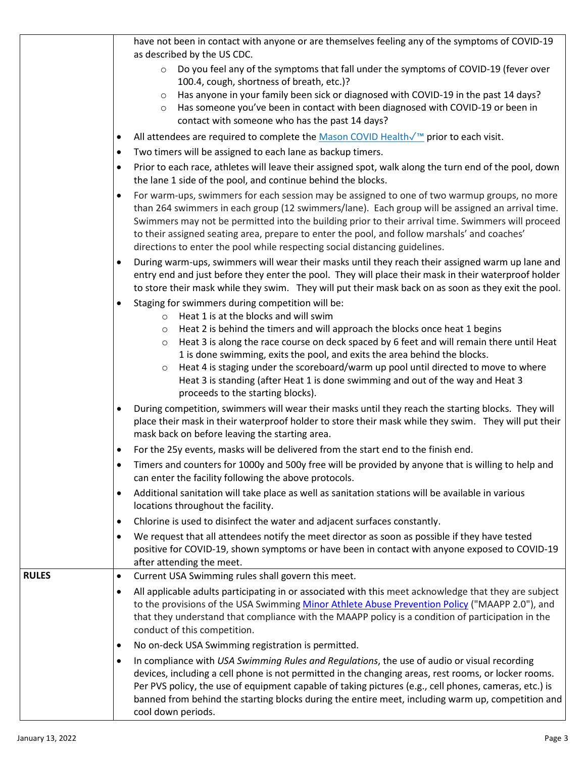| | |
|---|---|
| | have not been in contact with anyone or are themselves feeling any of the symptoms of COVID-19 as described by the US CDC.<br>◦ Do you feel any of the symptoms that fall under the symptoms of COVID-19 (fever over 100.4, cough, shortness of breath, etc.)?<br>◦ Has anyone in your family been sick or diagnosed with COVID-19 in the past 14 days?<br>◦ Has someone you've been in contact with been diagnosed with COVID-19 or been in contact with someone who has the past 14 days?<br>• All attendees are required to complete the Mason COVID Health✓™ prior to each visit.<br>• Two timers will be assigned to each lane as backup timers.<br>• Prior to each race, athletes will leave their assigned spot, walk along the turn end of the pool, down the lane 1 side of the pool, and continue behind the blocks.<br>• For warm-ups, swimmers for each session may be assigned to one of two warmup groups, no more than 264 swimmers in each group (12 swimmers/lane). Each group will be assigned an arrival time. Swimmers may not be permitted into the building prior to their arrival time. Swimmers will proceed to their assigned seating area, prepare to enter the pool, and follow marshals' and coaches' directions to enter the pool while respecting social distancing guidelines.<br>• During warm-ups, swimmers will wear their masks until they reach their assigned warm up lane and entry end and just before they enter the pool. They will place their mask in their waterproof holder to store their mask while they swim. They will put their mask back on as soon as they exit the pool.<br>• Staging for swimmers during competition will be:<br>◦ Heat 1 is at the blocks and will swim<br>◦ Heat 2 is behind the timers and will approach the blocks once heat 1 begins<br>◦ Heat 3 is along the race course on deck spaced by 6 feet and will remain there until Heat 1 is done swimming, exits the pool, and exits the area behind the blocks.<br>◦ Heat 4 is staging under the scoreboard/warm up pool until directed to move to where Heat 3 is standing (after Heat 1 is done swimming and out of the way and Heat 3 proceeds to the starting blocks).<br>• During competition, swimmers will wear their masks until they reach the starting blocks. They will place their mask in their waterproof holder to store their mask while they swim. They will put their mask back on before leaving the starting area.<br>• For the 25y events, masks will be delivered from the start end to the finish end.<br>• Timers and counters for 1000y and 500y free will be provided by anyone that is willing to help and can enter the facility following the above protocols.<br>• Additional sanitation will take place as well as sanitation stations will be available in various locations throughout the facility.<br>• Chlorine is used to disinfect the water and adjacent surfaces constantly.<br>• We request that all attendees notify the meet director as soon as possible if they have tested positive for COVID-19, shown symptoms or have been in contact with anyone exposed to COVID-19 after attending the meet. |
| **RULES** | • Current USA Swimming rules shall govern this meet.<br>• All applicable adults participating in or associated with this meet acknowledge that they are subject to the provisions of the USA Swimming Minor Athlete Abuse Prevention Policy ("MAAPP 2.0"), and that they understand that compliance with the MAAPP policy is a condition of participation in the conduct of this competition.<br>• No on-deck USA Swimming registration is permitted.<br>• In compliance with *USA Swimming Rules and Regulations*, the use of audio or visual recording devices, including a cell phone is not permitted in the changing areas, rest rooms, or locker rooms. Per PVS policy, the use of equipment capable of taking pictures (e.g., cell phones, cameras, etc.) is banned from behind the starting blocks during the entire meet, including warm up, competition and cool down periods. |

January 13, 2022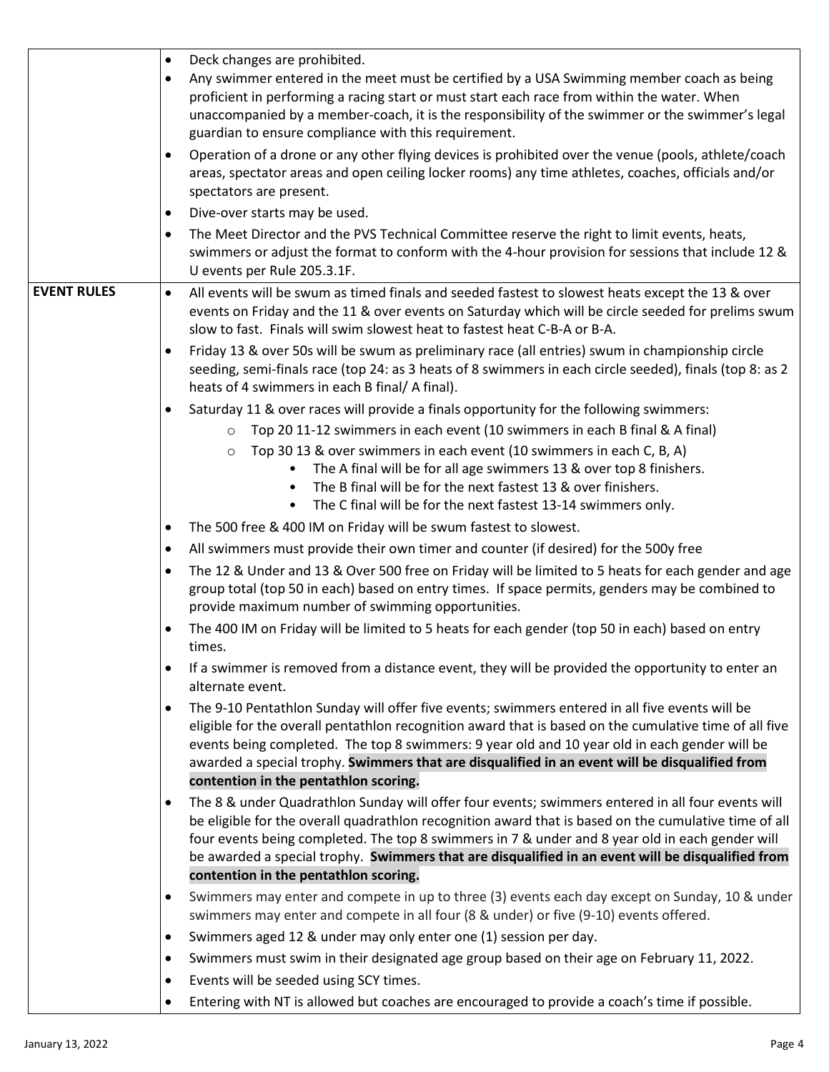| | |
|---|---|
| | • Deck changes are prohibited.<br>• Any swimmer entered in the meet must be certified by a USA Swimming member coach as being proficient in performing a racing start or must start each race from within the water. When unaccompanied by a member-coach, it is the responsibility of the swimmer or the swimmer's legal guardian to ensure compliance with this requirement.<br>• Operation of a drone or any other flying devices is prohibited over the venue (pools, athlete/coach areas, spectator areas and open ceiling locker rooms) any time athletes, coaches, officials and/or spectators are present.<br>• Dive-over starts may be used.<br>• The Meet Director and the PVS Technical Committee reserve the right to limit events, heats, swimmers or adjust the format to conform with the 4-hour provision for sessions that include 12 & U events per Rule 205.3.1F. |
| **EVENT RULES** | • All events will be swum as timed finals and seeded fastest to slowest heats except the 13 & over events on Friday and the 11 & over events on Saturday which will be circle seeded for prelims swum slow to fast. Finals will swim slowest heat to fastest heat C-B-A or B-A.<br>• Friday 13 & over 50s will be swum as preliminary race (all entries) swum in championship circle seeding, semi-finals race (top 24: as 3 heats of 8 swimmers in each circle seeded), finals (top 8: as 2 heats of 4 swimmers in each B final/ A final).<br>• Saturday 11 & over races will provide a finals opportunity for the following swimmers:<br>&nbsp;&nbsp;&nbsp;&nbsp;○ Top 20 11-12 swimmers in each event (10 swimmers in each B final & A final)<br>&nbsp;&nbsp;&nbsp;&nbsp;○ Top 30 13 & over swimmers in each event (10 swimmers in each C, B, A)<br>&nbsp;&nbsp;&nbsp;&nbsp;&nbsp;&nbsp;&nbsp;&nbsp;• The A final will be for all age swimmers 13 & over top 8 finishers.<br>&nbsp;&nbsp;&nbsp;&nbsp;&nbsp;&nbsp;&nbsp;&nbsp;• The B final will be for the next fastest 13 & over finishers.<br>&nbsp;&nbsp;&nbsp;&nbsp;&nbsp;&nbsp;&nbsp;&nbsp;• The C final will be for the next fastest 13-14 swimmers only.<br>• The 500 free & 400 IM on Friday will be swum fastest to slowest.<br>• All swimmers must provide their own timer and counter (if desired) for the 500y free<br>• The 12 & Under and 13 & Over 500 free on Friday will be limited to 5 heats for each gender and age group total (top 50 in each) based on entry times. If space permits, genders may be combined to provide maximum number of swimming opportunities.<br>• The 400 IM on Friday will be limited to 5 heats for each gender (top 50 in each) based on entry times.<br>• If a swimmer is removed from a distance event, they will be provided the opportunity to enter an alternate event.<br>• The 9-10 Pentathlon Sunday will offer five events; swimmers entered in all five events will be eligible for the overall pentathlon recognition award that is based on the cumulative time of all five events being completed. The top 8 swimmers: 9 year old and 10 year old in each gender will be awarded a special trophy. **Swimmers that are disqualified in an event will be disqualified from contention in the pentathlon scoring.**<br>• The 8 & under Quadrathlon Sunday will offer four events; swimmers entered in all four events will be eligible for the overall quadrathlon recognition award that is based on the cumulative time of all four events being completed. The top 8 swimmers in 7 & under and 8 year old in each gender will be awarded a special trophy. **Swimmers that are disqualified in an event will be disqualified from contention in the pentathlon scoring.**<br>• Swimmers may enter and compete in up to three (3) events each day except on Sunday, 10 & under swimmers may enter and compete in all four (8 & under) or five (9-10) events offered.<br>• Swimmers aged 12 & under may only enter one (1) session per day.<br>• Swimmers must swim in their designated age group based on their age on February 11, 2022.<br>• Events will be seeded using SCY times.<br>• Entering with NT is allowed but coaches are encouraged to provide a coach's time if possible. |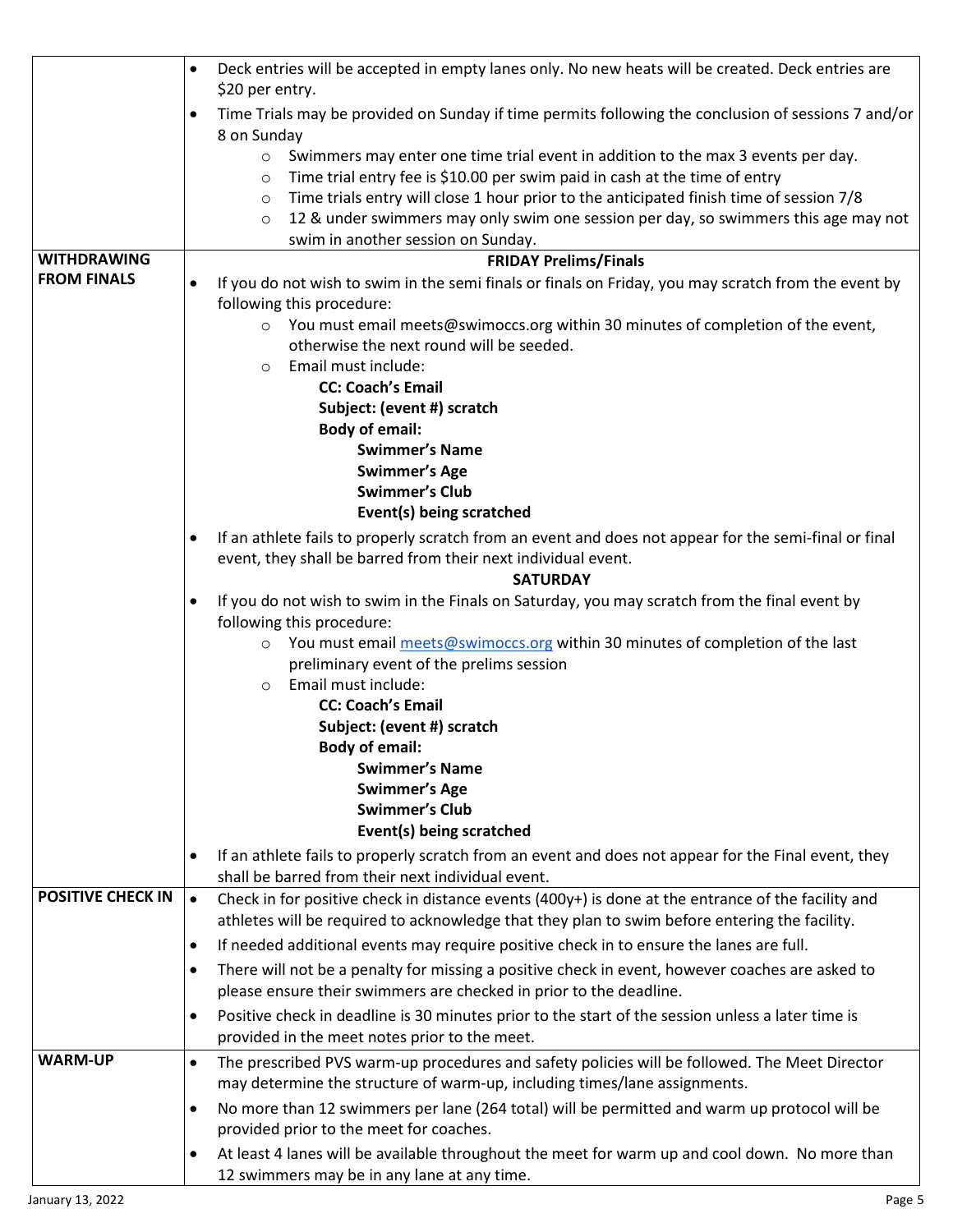| | |
|---|---|
| | • Deck entries will be accepted in empty lanes only. No new heats will be created. Deck entries are $20 per entry.<br>• Time Trials may be provided on Sunday if time permits following the conclusion of sessions 7 and/or 8 on Sunday<br>&nbsp;&nbsp;&nbsp;&nbsp;○ Swimmers may enter one time trial event in addition to the max 3 events per day.<br>&nbsp;&nbsp;&nbsp;&nbsp;○ Time trial entry fee is $10.00 per swim paid in cash at the time of entry<br>&nbsp;&nbsp;&nbsp;&nbsp;○ Time trials entry will close 1 hour prior to the anticipated finish time of session 7/8<br>&nbsp;&nbsp;&nbsp;&nbsp;○ 12 & under swimmers may only swim one session per day, so swimmers this age may not swim in another session on Sunday. |
| **WITHDRAWING FROM FINALS** | **FRIDAY Prelims/Finals**<br>• If you do not wish to swim in the semi finals or finals on Friday, you may scratch from the event by following this procedure:<br>&nbsp;&nbsp;&nbsp;&nbsp;○ You must email meets@swimoccs.org within 30 minutes of completion of the event, otherwise the next round will be seeded.<br>&nbsp;&nbsp;&nbsp;&nbsp;○ Email must include:<br>&nbsp;&nbsp;&nbsp;&nbsp;&nbsp;&nbsp;&nbsp;&nbsp;**CC: Coach's Email**<br>&nbsp;&nbsp;&nbsp;&nbsp;&nbsp;&nbsp;&nbsp;&nbsp;**Subject: (event #) scratch**<br>&nbsp;&nbsp;&nbsp;&nbsp;&nbsp;&nbsp;&nbsp;&nbsp;**Body of email:**<br>&nbsp;&nbsp;&nbsp;&nbsp;&nbsp;&nbsp;&nbsp;&nbsp;&nbsp;&nbsp;&nbsp;&nbsp;**Swimmer's Name**<br>&nbsp;&nbsp;&nbsp;&nbsp;&nbsp;&nbsp;&nbsp;&nbsp;&nbsp;&nbsp;&nbsp;&nbsp;**Swimmer's Age**<br>&nbsp;&nbsp;&nbsp;&nbsp;&nbsp;&nbsp;&nbsp;&nbsp;&nbsp;&nbsp;&nbsp;&nbsp;**Swimmer's Club**<br>&nbsp;&nbsp;&nbsp;&nbsp;&nbsp;&nbsp;&nbsp;&nbsp;&nbsp;&nbsp;&nbsp;&nbsp;**Event(s) being scratched**<br>• If an athlete fails to properly scratch from an event and does not appear for the semi-final or final event, they shall be barred from their next individual event.<br>**SATURDAY**<br>• If you do not wish to swim in the Finals on Saturday, you may scratch from the final event by following this procedure:<br>&nbsp;&nbsp;&nbsp;&nbsp;○ You must email meets@swimoccs.org within 30 minutes of completion of the last preliminary event of the prelims session<br>&nbsp;&nbsp;&nbsp;&nbsp;○ Email must include:<br>&nbsp;&nbsp;&nbsp;&nbsp;&nbsp;&nbsp;&nbsp;&nbsp;**CC: Coach's Email**<br>&nbsp;&nbsp;&nbsp;&nbsp;&nbsp;&nbsp;&nbsp;&nbsp;**Subject: (event #) scratch**<br>&nbsp;&nbsp;&nbsp;&nbsp;&nbsp;&nbsp;&nbsp;&nbsp;**Body of email:**<br>&nbsp;&nbsp;&nbsp;&nbsp;&nbsp;&nbsp;&nbsp;&nbsp;&nbsp;&nbsp;&nbsp;&nbsp;**Swimmer's Name**<br>&nbsp;&nbsp;&nbsp;&nbsp;&nbsp;&nbsp;&nbsp;&nbsp;&nbsp;&nbsp;&nbsp;&nbsp;**Swimmer's Age**<br>&nbsp;&nbsp;&nbsp;&nbsp;&nbsp;&nbsp;&nbsp;&nbsp;&nbsp;&nbsp;&nbsp;&nbsp;**Swimmer's Club**<br>&nbsp;&nbsp;&nbsp;&nbsp;&nbsp;&nbsp;&nbsp;&nbsp;&nbsp;&nbsp;&nbsp;&nbsp;**Event(s) being scratched**<br>• If an athlete fails to properly scratch from an event and does not appear for the Final event, they shall be barred from their next individual event. |
| **POSITIVE CHECK IN** | • Check in for positive check in distance events (400y+) is done at the entrance of the facility and athletes will be required to acknowledge that they plan to swim before entering the facility.<br>• If needed additional events may require positive check in to ensure the lanes are full.<br>• There will not be a penalty for missing a positive check in event, however coaches are asked to please ensure their swimmers are checked in prior to the deadline.<br>• Positive check in deadline is 30 minutes prior to the start of the session unless a later time is provided in the meet notes prior to the meet. |
| **WARM-UP** | • The prescribed PVS warm-up procedures and safety policies will be followed. The Meet Director may determine the structure of warm-up, including times/lane assignments.<br>• No more than 12 swimmers per lane (264 total) will be permitted and warm up protocol will be provided prior to the meet for coaches.<br>• At least 4 lanes will be available throughout the meet for warm up and cool down. No more than 12 swimmers may be in any lane at any time. |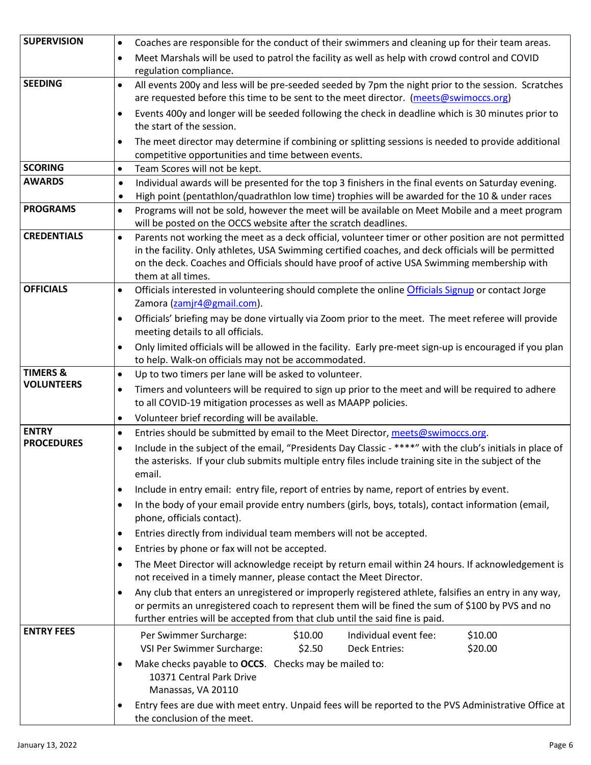| | |
|---|---|
| **SUPERVISION** | • Coaches are responsible for the conduct of their swimmers and cleaning up for their team areas.<br>• Meet Marshals will be used to patrol the facility as well as help with crowd control and COVID regulation compliance. |
| **SEEDING** | • All events 200y and less will be pre-seeded seeded by 7pm the night prior to the session. Scratches are requested before this time to be sent to the meet director. (meets@swimoccs.org)<br>• Events 400y and longer will be seeded following the check in deadline which is 30 minutes prior to the start of the session.<br>• The meet director may determine if combining or splitting sessions is needed to provide additional competitive opportunities and time between events. |
| **SCORING** | • Team Scores will not be kept. |
| **AWARDS** | • Individual awards will be presented for the top 3 finishers in the final events on Saturday evening.<br>• High point (pentathlon/quadrathlon low time) trophies will be awarded for the 10 & under races |
| **PROGRAMS** | • Programs will not be sold, however the meet will be available on Meet Mobile and a meet program will be posted on the OCCS website after the scratch deadlines. |
| **CREDENTIALS** | • Parents not working the meet as a deck official, volunteer timer or other position are not permitted in the facility. Only athletes, USA Swimming certified coaches, and deck officials will be permitted on the deck. Coaches and Officials should have proof of active USA Swimming membership with them at all times. |
| **OFFICIALS** | • Officials interested in volunteering should complete the online Officials Signup or contact Jorge Zamora (zamjr4@gmail.com).<br>• Officials' briefing may be done virtually via Zoom prior to the meet. The meet referee will provide meeting details to all officials.<br>• Only limited officials will be allowed in the facility. Early pre-meet sign-up is encouraged if you plan to help. Walk-on officials may not be accommodated. |
| **TIMERS & VOLUNTEERS** | • Up to two timers per lane will be asked to volunteer.<br>• Timers and volunteers will be required to sign up prior to the meet and will be required to adhere to all COVID-19 mitigation processes as well as MAAPP policies.<br>• Volunteer brief recording will be available. |
| **ENTRY PROCEDURES** | • Entries should be submitted by email to the Meet Director, meets@swimoccs.org.<br>• Include in the subject of the email, "Presidents Day Classic - ****" with the club's initials in place of the asterisks. If your club submits multiple entry files include training site in the subject of the email.<br>• Include in entry email: entry file, report of entries by name, report of entries by event.<br>• In the body of your email provide entry numbers (girls, boys, totals), contact information (email, phone, officials contact).<br>• Entries directly from individual team members will not be accepted.<br>• Entries by phone or fax will not be accepted.<br>• The Meet Director will acknowledge receipt by return email within 24 hours. If acknowledgement is not received in a timely manner, please contact the Meet Director.<br>• Any club that enters an unregistered or improperly registered athlete, falsifies an entry in any way, or permits an unregistered coach to represent them will be fined the sum of $100 by PVS and no further entries will be accepted from that club until the said fine is paid. |
| **ENTRY FEES** | Per Swimmer Surcharge: $10.00 — Individual event fee: $10.00<br>VSI Per Swimmer Surcharge: $2.50 — Deck Entries: $20.00<br>• Make checks payable to **OCCS**. Checks may be mailed to:<br>10371 Central Park Drive<br>Manassas, VA 20110<br>• Entry fees are due with meet entry. Unpaid fees will be reported to the PVS Administrative Office at the conclusion of the meet. |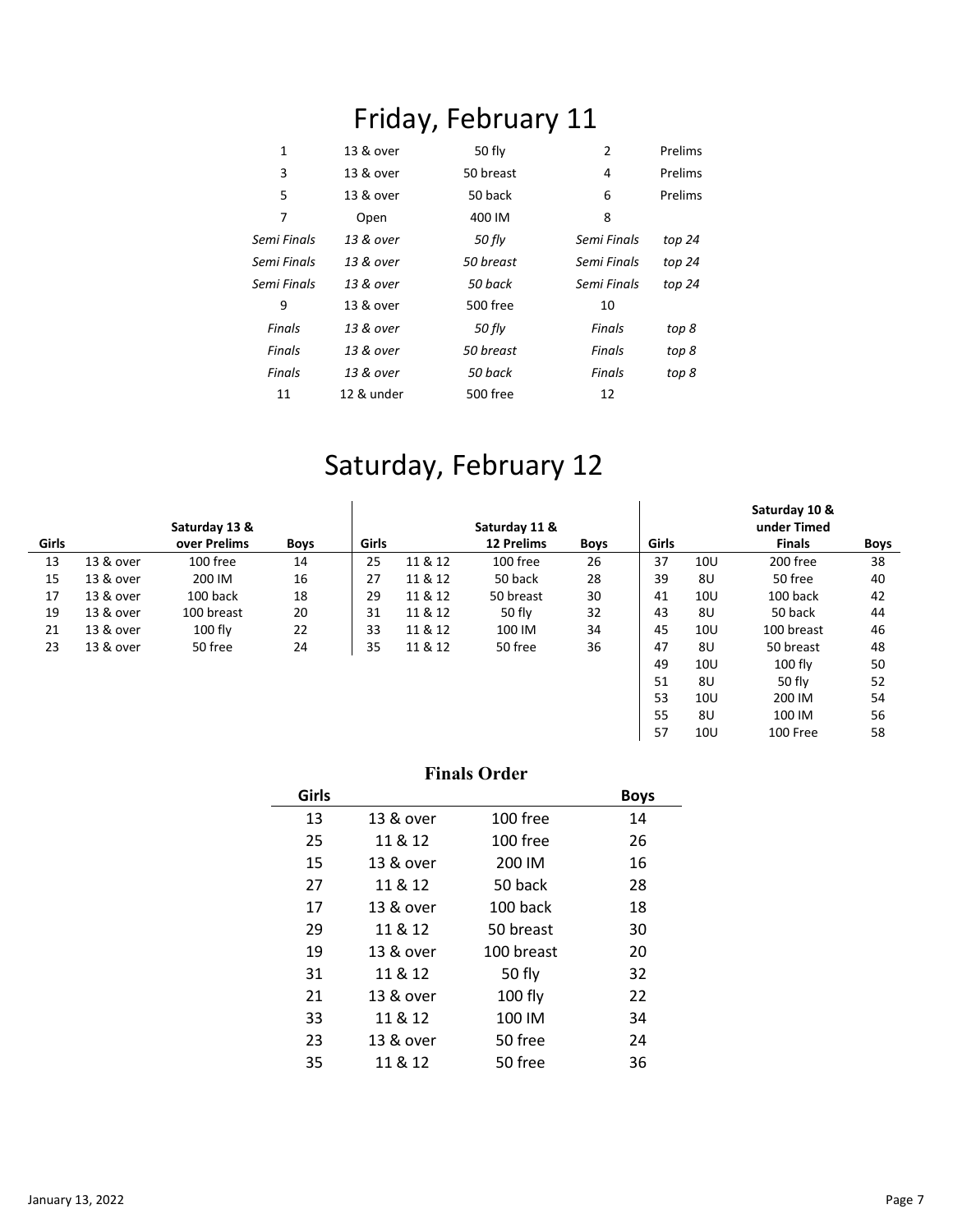# Friday, February 11

| | | | | |
|---|---|---|---|---|
| 1 | 13 & over | 50 fly | 2 | Prelims |
| 3 | 13 & over | 50 breast | 4 | Prelims |
| 5 | 13 & over | 50 back | 6 | Prelims |
| 7 | Open | 400 IM | 8 | |
| *Semi Finals* | *13 & over* | *50 fly* | *Semi Finals* | *top 24* |
| *Semi Finals* | *13 & over* | *50 breast* | *Semi Finals* | *top 24* |
| *Semi Finals* | *13 & over* | *50 back* | *Semi Finals* | *top 24* |
| 9 | 13 & over | 500 free | 10 | |
| *Finals* | *13 & over* | *50 fly* | *Finals* | *top 8* |
| *Finals* | *13 & over* | *50 breast* | *Finals* | *top 8* |
| *Finals* | *13 & over* | *50 back* | *Finals* | *top 8* |
| 11 | 12 & under | 500 free | 12 | |

# Saturday, February 12

| Girls | | Saturday 13 & over Prelims | Boys | Girls | | Saturday 11 & 12 Prelims | Boys | Girls | | Saturday 10 & under Timed Finals | Boys |
|---|---|---|---|---|---|---|---|---|---|---|---|
| 13 | 13 & over | 100 free | 14 | 25 | 11 & 12 | 100 free | 26 | 37 | 10U | 200 free | 38 |
| 15 | 13 & over | 200 IM | 16 | 27 | 11 & 12 | 50 back | 28 | 39 | 8U | 50 free | 40 |
| 17 | 13 & over | 100 back | 18 | 29 | 11 & 12 | 50 breast | 30 | 41 | 10U | 100 back | 42 |
| 19 | 13 & over | 100 breast | 20 | 31 | 11 & 12 | 50 fly | 32 | 43 | 8U | 50 back | 44 |
| 21 | 13 & over | 100 fly | 22 | 33 | 11 & 12 | 100 IM | 34 | 45 | 10U | 100 breast | 46 |
| 23 | 13 & over | 50 free | 24 | 35 | 11 & 12 | 50 free | 36 | 47 | 8U | 50 breast | 48 |
| | | | | | | | | 49 | 10U | 100 fly | 50 |
| | | | | | | | | 51 | 8U | 50 fly | 52 |
| | | | | | | | | 53 | 10U | 200 IM | 54 |
| | | | | | | | | 55 | 8U | 100 IM | 56 |
| | | | | | | | | 57 | 10U | 100 Free | 58 |

## Finals Order

| Girls | | | Boys |
|---|---|---|---|
| 13 | 13 & over | 100 free | 14 |
| 25 | 11 & 12 | 100 free | 26 |
| 15 | 13 & over | 200 IM | 16 |
| 27 | 11 & 12 | 50 back | 28 |
| 17 | 13 & over | 100 back | 18 |
| 29 | 11 & 12 | 50 breast | 30 |
| 19 | 13 & over | 100 breast | 20 |
| 31 | 11 & 12 | 50 fly | 32 |
| 21 | 13 & over | 100 fly | 22 |
| 33 | 11 & 12 | 100 IM | 34 |
| 23 | 13 & over | 50 free | 24 |
| 35 | 11 & 12 | 50 free | 36 |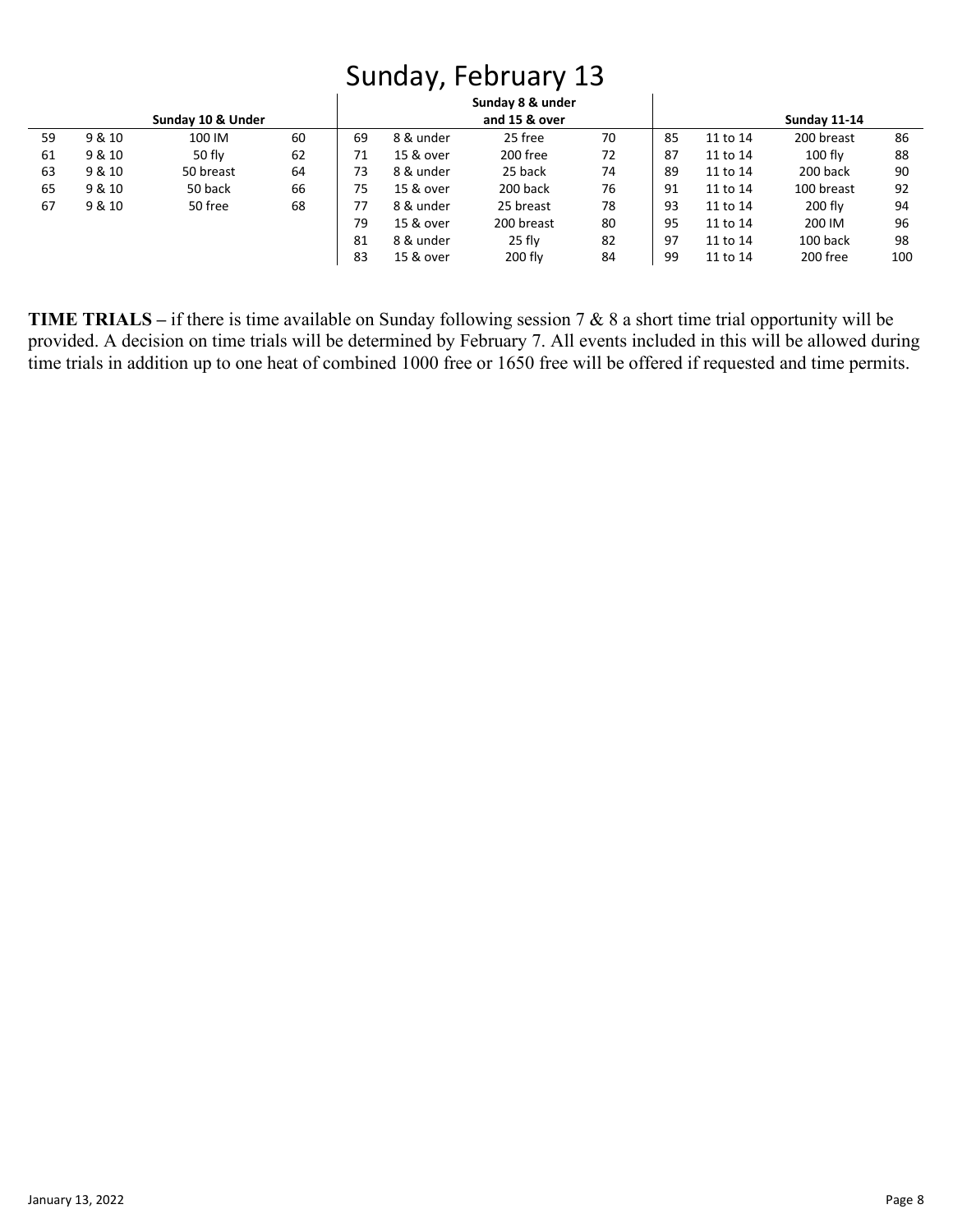# Sunday, February 13

| Sunday 10 & Under | | | | Sunday 8 & under and 15 & over | | | | Sunday 11-14 | | | |
|---|---|---|---|---|---|---|---|---|---|---|---|
| 59 | 9 & 10 | 100 IM | 60 | 69 | 8 & under | 25 free | 70 | 85 | 11 to 14 | 200 breast | 86 |
| 61 | 9 & 10 | 50 fly | 62 | 71 | 15 & over | 200 free | 72 | 87 | 11 to 14 | 100 fly | 88 |
| 63 | 9 & 10 | 50 breast | 64 | 73 | 8 & under | 25 back | 74 | 89 | 11 to 14 | 200 back | 90 |
| 65 | 9 & 10 | 50 back | 66 | 75 | 15 & over | 200 back | 76 | 91 | 11 to 14 | 100 breast | 92 |
| 67 | 9 & 10 | 50 free | 68 | 77 | 8 & under | 25 breast | 78 | 93 | 11 to 14 | 200 fly | 94 |
| | | | | 79 | 15 & over | 200 breast | 80 | 95 | 11 to 14 | 200 IM | 96 |
| | | | | 81 | 8 & under | 25 fly | 82 | 97 | 11 to 14 | 100 back | 98 |
| | | | | 83 | 15 & over | 200 fly | 84 | 99 | 11 to 14 | 200 free | 100 |

**TIME TRIALS –** if there is time available on Sunday following session 7 & 8 a short time trial opportunity will be provided. A decision on time trials will be determined by February 7. All events included in this will be allowed during time trials in addition up to one heat of combined 1000 free or 1650 free will be offered if requested and time permits.